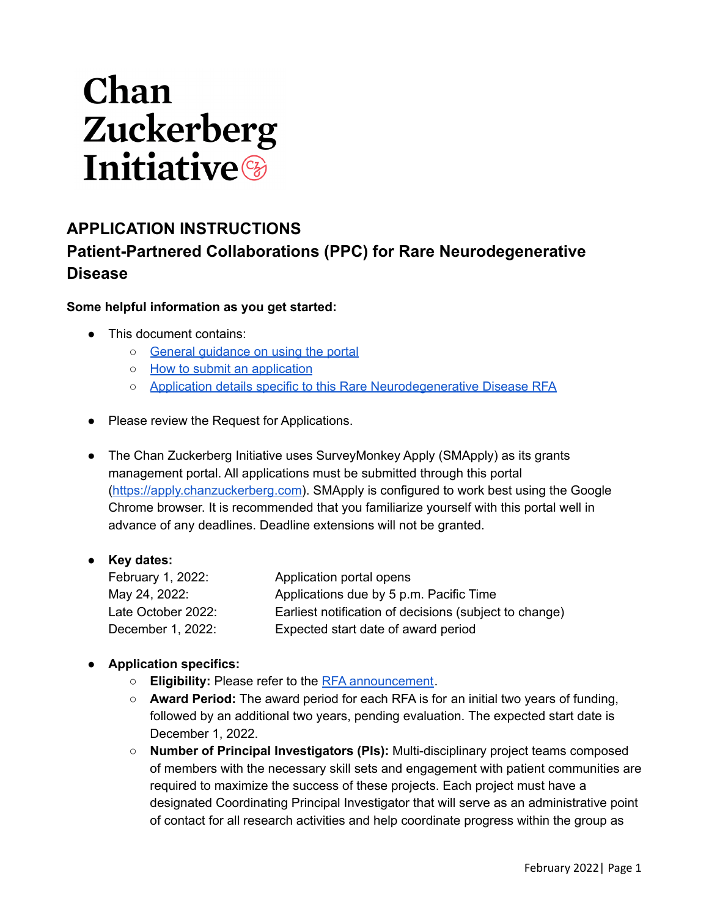# Chan Zuckerberg Initiative

## APPLICATION INSTRUCTIONS

## Patient-Partnered Collaborations (PPC) for Rare Neurodegenerative Disease

**Some helpful information as you get started:**

- This document contains:
  - [General guidance on using the portal]()
  - [How to submit an application]()
  - [Application details specific to this Rare Neurodegenerative Disease RFA]()

- Please review the Request for Applications.

- The Chan Zuckerberg Initiative uses SurveyMonkey Apply (SMApply) as its grants management portal. All applications must be submitted through this portal ([https://apply.chanzuckerberg.com](https://apply.chanzuckerberg.com)). SMApply is configured to work best using the Google Chrome browser. It is recommended that you familiarize yourself with this portal well in advance of any deadlines. Deadline extensions will not be granted.

- **Key dates:**

| | |
|---|---|
| February 1, 2022: | Application portal opens |
| May 24, 2022: | Applications due by 5 p.m. Pacific Time |
| Late October 2022: | Earliest notification of decisions (subject to change) |
| December 1, 2022: | Expected start date of award period |

- **Application specifics:**
  - **Eligibility:** Please refer to the [RFA announcement]().
  - **Award Period:** The award period for each RFA is for an initial two years of funding, followed by an additional two years, pending evaluation. The expected start date is December 1, 2022.
  - **Number of Principal Investigators (PIs):** Multi-disciplinary project teams composed of members with the necessary skill sets and engagement with patient communities are required to maximize the success of these projects. Each project must have a designated Coordinating Principal Investigator that will serve as an administrative point of contact for all research activities and help coordinate progress within the group as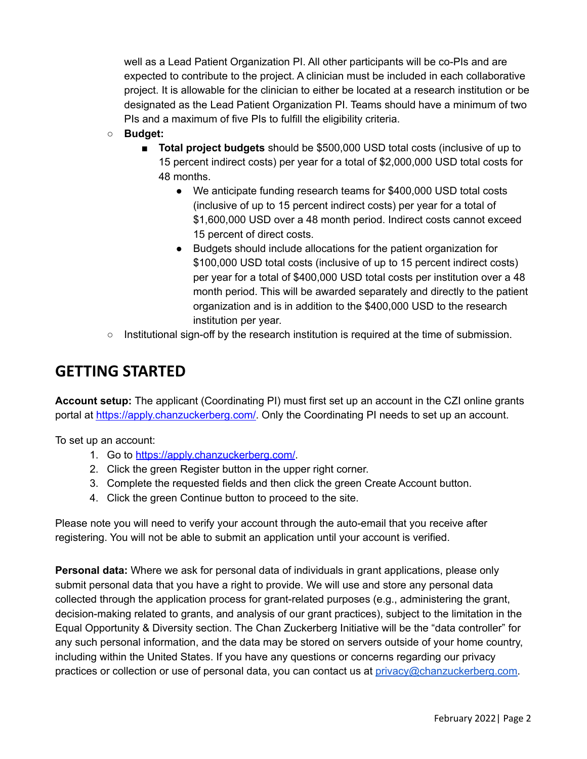well as a Lead Patient Organization PI. All other participants will be co-PIs and are expected to contribute to the project. A clinician must be included in each collaborative project. It is allowable for the clinician to either be located at a research institution or be designated as the Lead Patient Organization PI. Teams should have a minimum of two PIs and a maximum of five PIs to fulfill the eligibility criteria.

- **Budget:**
  - **Total project budgets** should be $500,000 USD total costs (inclusive of up to 15 percent indirect costs) per year for a total of $2,000,000 USD total costs for 48 months.
    - We anticipate funding research teams for $400,000 USD total costs (inclusive of up to 15 percent indirect costs) per year for a total of $1,600,000 USD over a 48 month period. Indirect costs cannot exceed 15 percent of direct costs.
    - Budgets should include allocations for the patient organization for $100,000 USD total costs (inclusive of up to 15 percent indirect costs) per year for a total of $400,000 USD total costs per institution over a 48 month period. This will be awarded separately and directly to the patient organization and is in addition to the $400,000 USD to the research institution per year.
- Institutional sign-off by the research institution is required at the time of submission.

## GETTING STARTED

**Account setup:** The applicant (Coordinating PI) must first set up an account in the CZI online grants portal at https://apply.chanzuckerberg.com/. Only the Coordinating PI needs to set up an account.

To set up an account:

1. Go to https://apply.chanzuckerberg.com/.
2. Click the green Register button in the upper right corner.
3. Complete the requested fields and then click the green Create Account button.
4. Click the green Continue button to proceed to the site.

Please note you will need to verify your account through the auto-email that you receive after registering. You will not be able to submit an application until your account is verified.

**Personal data:** Where we ask for personal data of individuals in grant applications, please only submit personal data that you have a right to provide. We will use and store any personal data collected through the application process for grant-related purposes (e.g., administering the grant, decision-making related to grants, and analysis of our grant practices), subject to the limitation in the Equal Opportunity & Diversity section. The Chan Zuckerberg Initiative will be the "data controller" for any such personal information, and the data may be stored on servers outside of your home country, including within the United States. If you have any questions or concerns regarding our privacy practices or collection or use of personal data, you can contact us at privacy@chanzuckerberg.com.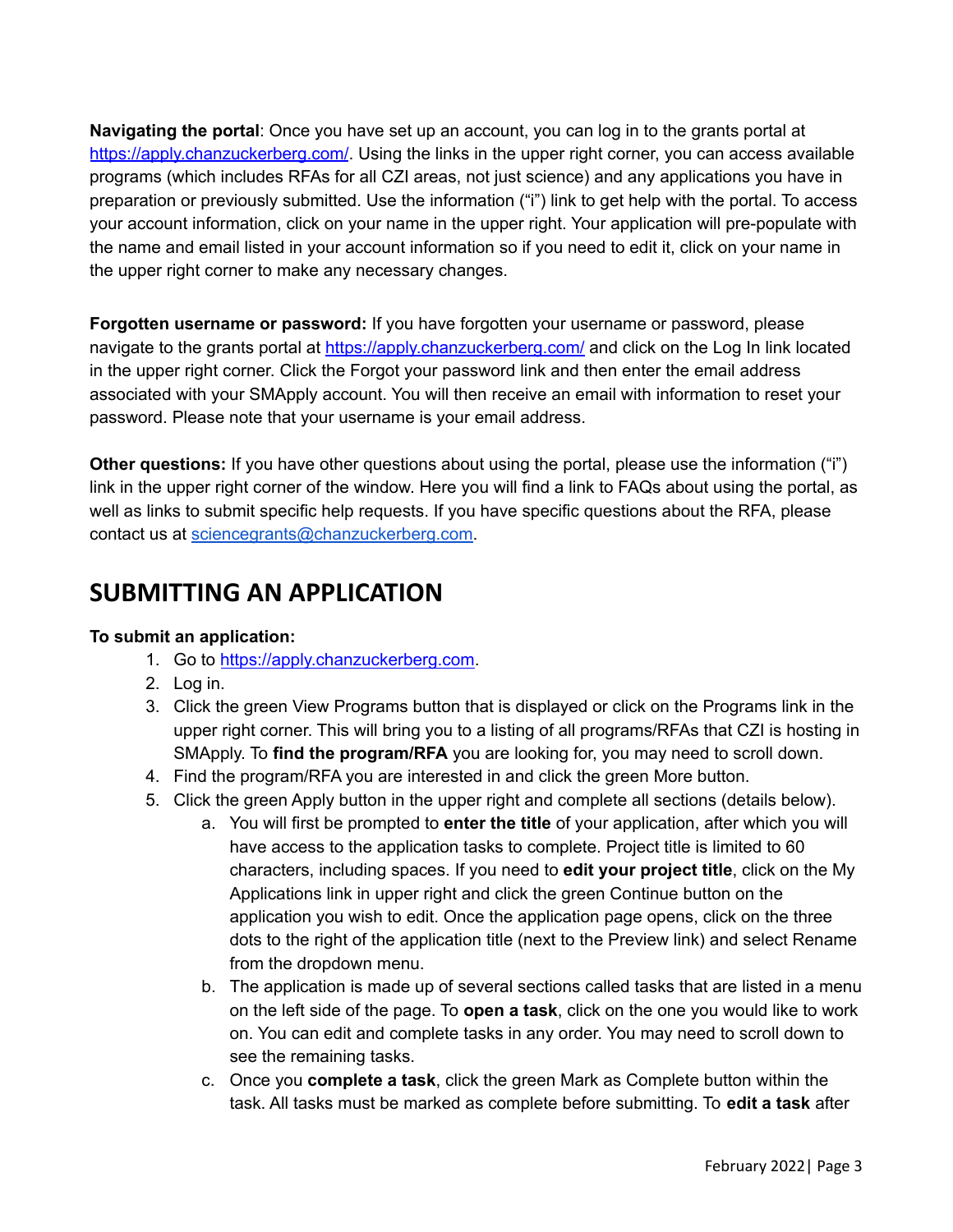**Navigating the portal**: Once you have set up an account, you can log in to the grants portal at [https://apply.chanzuckerberg.com/](https://apply.chanzuckerberg.com/). Using the links in the upper right corner, you can access available programs (which includes RFAs for all CZI areas, not just science) and any applications you have in preparation or previously submitted. Use the information ("i") link to get help with the portal. To access your account information, click on your name in the upper right. Your application will pre-populate with the name and email listed in your account information so if you need to edit it, click on your name in the upper right corner to make any necessary changes.

**Forgotten username or password:** If you have forgotten your username or password, please navigate to the grants portal at [https://apply.chanzuckerberg.com/](https://apply.chanzuckerberg.com/) and click on the Log In link located in the upper right corner. Click the Forgot your password link and then enter the email address associated with your SMApply account. You will then receive an email with information to reset your password. Please note that your username is your email address.

**Other questions:** If you have other questions about using the portal, please use the information ("i") link in the upper right corner of the window. Here you will find a link to FAQs about using the portal, as well as links to submit specific help requests. If you have specific questions about the RFA, please contact us at [sciencegrants@chanzuckerberg.com](mailto:sciencegrants@chanzuckerberg.com).

## SUBMITTING AN APPLICATION

**To submit an application:**

1. Go to [https://apply.chanzuckerberg.com](https://apply.chanzuckerberg.com).
2. Log in.
3. Click the green View Programs button that is displayed or click on the Programs link in the upper right corner. This will bring you to a listing of all programs/RFAs that CZI is hosting in SMApply. To **find the program/RFA** you are looking for, you may need to scroll down.
4. Find the program/RFA you are interested in and click the green More button.
5. Click the green Apply button in the upper right and complete all sections (details below).
    a. You will first be prompted to **enter the title** of your application, after which you will have access to the application tasks to complete. Project title is limited to 60 characters, including spaces. If you need to **edit your project title**, click on the My Applications link in upper right and click the green Continue button on the application you wish to edit. Once the application page opens, click on the three dots to the right of the application title (next to the Preview link) and select Rename from the dropdown menu.
    b. The application is made up of several sections called tasks that are listed in a menu on the left side of the page. To **open a task**, click on the one you would like to work on. You can edit and complete tasks in any order. You may need to scroll down to see the remaining tasks.
    c. Once you **complete a task**, click the green Mark as Complete button within the task. All tasks must be marked as complete before submitting. To **edit a task** after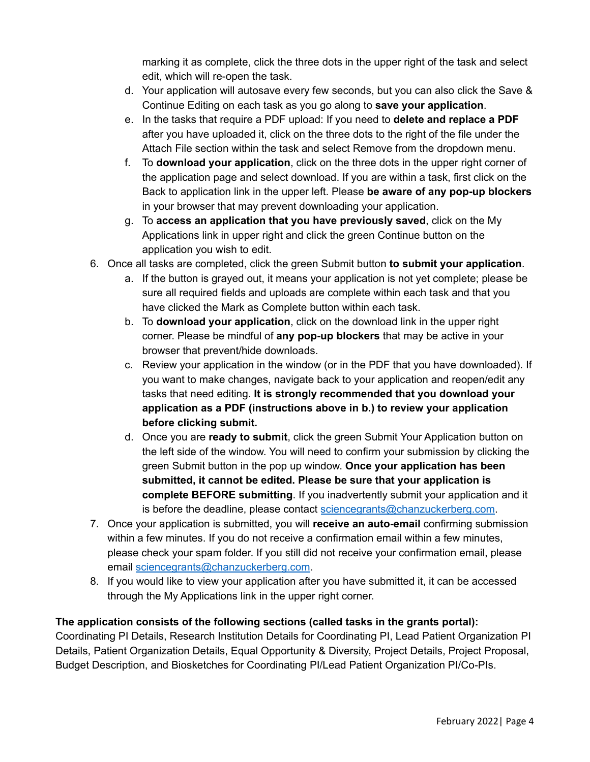marking it as complete, click the three dots in the upper right of the task and select edit, which will re-open the task.

   d. Your application will autosave every few seconds, but you can also click the Save & Continue Editing on each task as you go along to **save your application**.
   e. In the tasks that require a PDF upload: If you need to **delete and replace a PDF** after you have uploaded it, click on the three dots to the right of the file under the Attach File section within the task and select Remove from the dropdown menu.
   f. To **download your application**, click on the three dots in the upper right corner of the application page and select download. If you are within a task, first click on the Back to application link in the upper left. Please **be aware of any pop-up blockers** in your browser that may prevent downloading your application.
   g. To **access an application that you have previously saved**, click on the My Applications link in upper right and click the green Continue button on the application you wish to edit.

6. Once all tasks are completed, click the green Submit button **to submit your application**.
   a. If the button is grayed out, it means your application is not yet complete; please be sure all required fields and uploads are complete within each task and that you have clicked the Mark as Complete button within each task.
   b. To **download your application**, click on the download link in the upper right corner. Please be mindful of **any pop-up blockers** that may be active in your browser that prevent/hide downloads.
   c. Review your application in the window (or in the PDF that you have downloaded). If you want to make changes, navigate back to your application and reopen/edit any tasks that need editing. **It is strongly recommended that you download your application as a PDF (instructions above in b.) to review your application before clicking submit.**
   d. Once you are **ready to submit**, click the green Submit Your Application button on the left side of the window. You will need to confirm your submission by clicking the green Submit button in the pop up window. **Once your application has been submitted, it cannot be edited. Please be sure that your application is complete BEFORE submitting**. If you inadvertently submit your application and it is before the deadline, please contact sciencegrants@chanzuckerberg.com.
7. Once your application is submitted, you will **receive an auto-email** confirming submission within a few minutes. If you do not receive a confirmation email within a few minutes, please check your spam folder. If you still did not receive your confirmation email, please email sciencegrants@chanzuckerberg.com.
8. If you would like to view your application after you have submitted it, it can be accessed through the My Applications link in the upper right corner.

**The application consists of the following sections (called tasks in the grants portal):**
Coordinating PI Details, Research Institution Details for Coordinating PI, Lead Patient Organization PI Details, Patient Organization Details, Equal Opportunity & Diversity, Project Details, Project Proposal, Budget Description, and Biosketches for Coordinating PI/Lead Patient Organization PI/Co-PIs.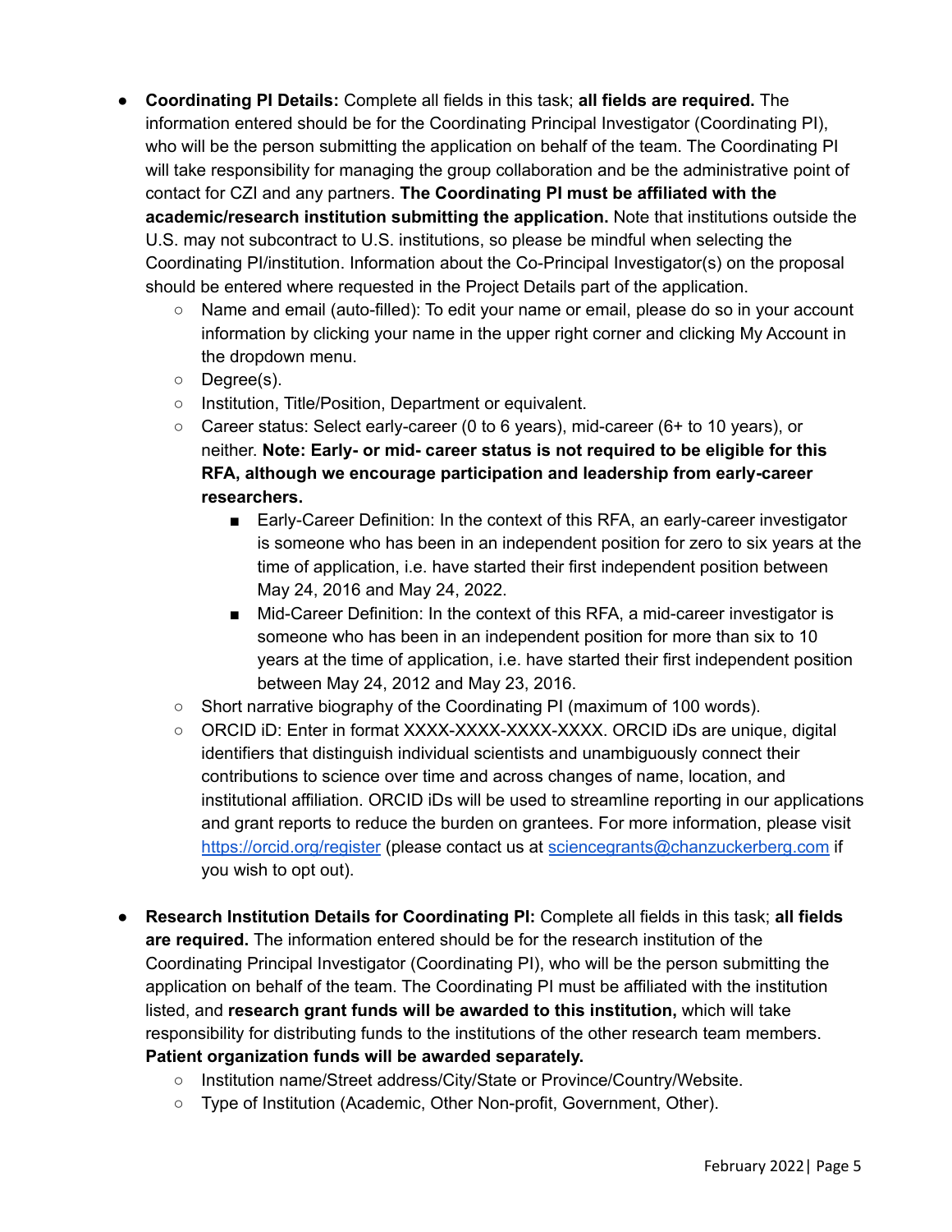- **Coordinating PI Details:** Complete all fields in this task; **all fields are required.** The information entered should be for the Coordinating Principal Investigator (Coordinating PI), who will be the person submitting the application on behalf of the team. The Coordinating PI will take responsibility for managing the group collaboration and be the administrative point of contact for CZI and any partners. **The Coordinating PI must be affiliated with the academic/research institution submitting the application.** Note that institutions outside the U.S. may not subcontract to U.S. institutions, so please be mindful when selecting the Coordinating PI/institution. Information about the Co-Principal Investigator(s) on the proposal should be entered where requested in the Project Details part of the application.
    - Name and email (auto-filled): To edit your name or email, please do so in your account information by clicking your name in the upper right corner and clicking My Account in the dropdown menu.
    - Degree(s).
    - Institution, Title/Position, Department or equivalent.
    - Career status: Select early-career (0 to 6 years), mid-career (6+ to 10 years), or neither. **Note: Early- or mid- career status is not required to be eligible for this RFA, although we encourage participation and leadership from early-career researchers.**
        - Early-Career Definition: In the context of this RFA, an early-career investigator is someone who has been in an independent position for zero to six years at the time of application, i.e. have started their first independent position between May 24, 2016 and May 24, 2022.
        - Mid-Career Definition: In the context of this RFA, a mid-career investigator is someone who has been in an independent position for more than six to 10 years at the time of application, i.e. have started their first independent position between May 24, 2012 and May 23, 2016.
    - Short narrative biography of the Coordinating PI (maximum of 100 words).
    - ORCID iD: Enter in format XXXX-XXXX-XXXX-XXXX. ORCID iDs are unique, digital identifiers that distinguish individual scientists and unambiguously connect their contributions to science over time and across changes of name, location, and institutional affiliation. ORCID iDs will be used to streamline reporting in our applications and grant reports to reduce the burden on grantees. For more information, please visit [https://orcid.org/register](https://orcid.org/register) (please contact us at [sciencegrants@chanzuckerberg.com](mailto:sciencegrants@chanzuckerberg.com) if you wish to opt out).

- **Research Institution Details for Coordinating PI:** Complete all fields in this task; **all fields are required.** The information entered should be for the research institution of the Coordinating Principal Investigator (Coordinating PI), who will be the person submitting the application on behalf of the team. The Coordinating PI must be affiliated with the institution listed, and **research grant funds will be awarded to this institution,** which will take responsibility for distributing funds to the institutions of the other research team members. **Patient organization funds will be awarded separately.**
    - Institution name/Street address/City/State or Province/Country/Website.
    - Type of Institution (Academic, Other Non-profit, Government, Other).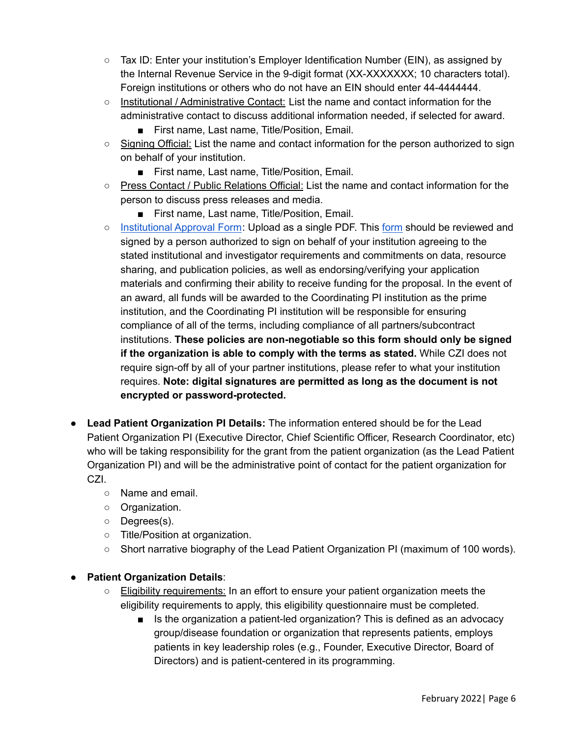- Tax ID: Enter your institution's Employer Identification Number (EIN), as assigned by the Internal Revenue Service in the 9-digit format (XX-XXXXXXX; 10 characters total). Foreign institutions or others who do not have an EIN should enter 44-4444444.
    - Institutional / Administrative Contact: List the name and contact information for the administrative contact to discuss additional information needed, if selected for award.
        - First name, Last name, Title/Position, Email.
    - Signing Official: List the name and contact information for the person authorized to sign on behalf of your institution.
        - First name, Last name, Title/Position, Email.
    - Press Contact / Public Relations Official: List the name and contact information for the person to discuss press releases and media.
        - First name, Last name, Title/Position, Email.
    - Institutional Approval Form: Upload as a single PDF. This form should be reviewed and signed by a person authorized to sign on behalf of your institution agreeing to the stated institutional and investigator requirements and commitments on data, resource sharing, and publication policies, as well as endorsing/verifying your application materials and confirming their ability to receive funding for the proposal. In the event of an award, all funds will be awarded to the Coordinating PI institution as the prime institution, and the Coordinating PI institution will be responsible for ensuring compliance of all of the terms, including compliance of all partners/subcontract institutions. **These policies are non-negotiable so this form should only be signed if the organization is able to comply with the terms as stated.** While CZI does not require sign-off by all of your partner institutions, please refer to what your institution requires. **Note: digital signatures are permitted as long as the document is not encrypted or password-protected.**

- **Lead Patient Organization PI Details:** The information entered should be for the Lead Patient Organization PI (Executive Director, Chief Scientific Officer, Research Coordinator, etc) who will be taking responsibility for the grant from the patient organization (as the Lead Patient Organization PI) and will be the administrative point of contact for the patient organization for CZI.
    - Name and email.
    - Organization.
    - Degrees(s).
    - Title/Position at organization.
    - Short narrative biography of the Lead Patient Organization PI (maximum of 100 words).

- **Patient Organization Details**:
    - Eligibility requirements: In an effort to ensure your patient organization meets the eligibility requirements to apply, this eligibility questionnaire must be completed.
        - Is the organization a patient-led organization? This is defined as an advocacy group/disease foundation or organization that represents patients, employs patients in key leadership roles (e.g., Founder, Executive Director, Board of Directors) and is patient-centered in its programming.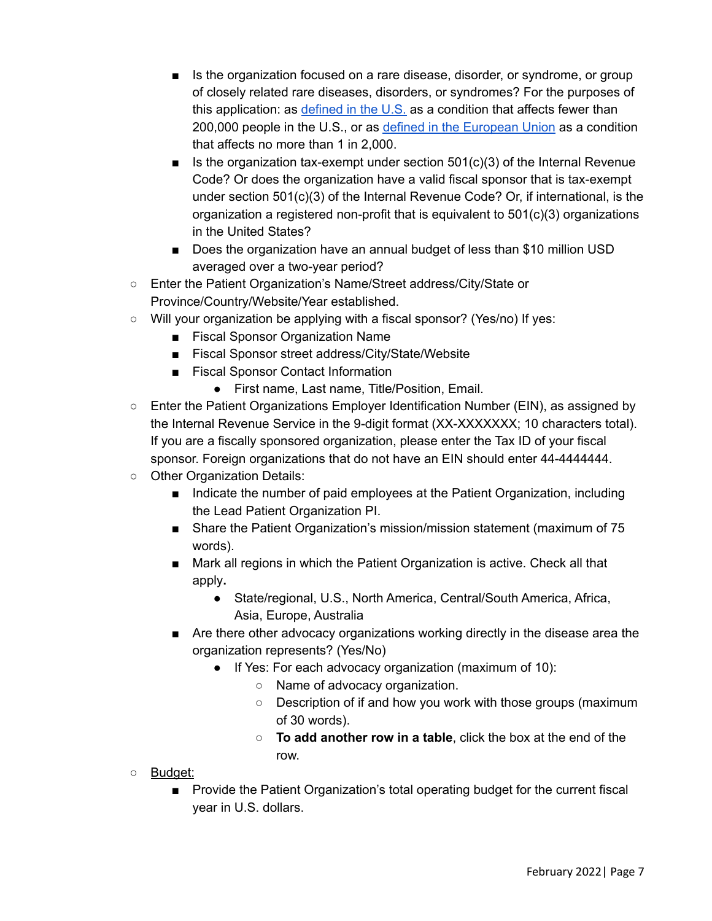- Is the organization focused on a rare disease, disorder, or syndrome, or group of closely related rare diseases, disorders, or syndromes? For the purposes of this application: as [defined in the U.S.](#) as a condition that affects fewer than 200,000 people in the U.S., or as [defined in the European Union](#) as a condition that affects no more than 1 in 2,000.
    - Is the organization tax-exempt under section 501(c)(3) of the Internal Revenue Code? Or does the organization have a valid fiscal sponsor that is tax-exempt under section 501(c)(3) of the Internal Revenue Code? Or, if international, is the organization a registered non-profit that is equivalent to 501(c)(3) organizations in the United States?
    - Does the organization have an annual budget of less than $10 million USD averaged over a two-year period?
  - Enter the Patient Organization's Name/Street address/City/State or Province/Country/Website/Year established.
  - Will your organization be applying with a fiscal sponsor? (Yes/no) If yes:
    - Fiscal Sponsor Organization Name
    - Fiscal Sponsor street address/City/State/Website
    - Fiscal Sponsor Contact Information
      - First name, Last name, Title/Position, Email.
  - Enter the Patient Organizations Employer Identification Number (EIN), as assigned by the Internal Revenue Service in the 9-digit format (XX-XXXXXXX; 10 characters total). If you are a fiscally sponsored organization, please enter the Tax ID of your fiscal sponsor. Foreign organizations that do not have an EIN should enter 44-4444444.
  - Other Organization Details:
    - Indicate the number of paid employees at the Patient Organization, including the Lead Patient Organization PI.
    - Share the Patient Organization's mission/mission statement (maximum of 75 words).
    - Mark all regions in which the Patient Organization is active. Check all that apply**.**
      - State/regional, U.S., North America, Central/South America, Africa, Asia, Europe, Australia
    - Are there other advocacy organizations working directly in the disease area the organization represents? (Yes/No)
      - If Yes: For each advocacy organization (maximum of 10):
        - Name of advocacy organization.
        - Description of if and how you work with those groups (maximum of 30 words).
        - **To add another row in a table**, click the box at the end of the row.
  - <u>Budget:</u>
    - Provide the Patient Organization's total operating budget for the current fiscal year in U.S. dollars.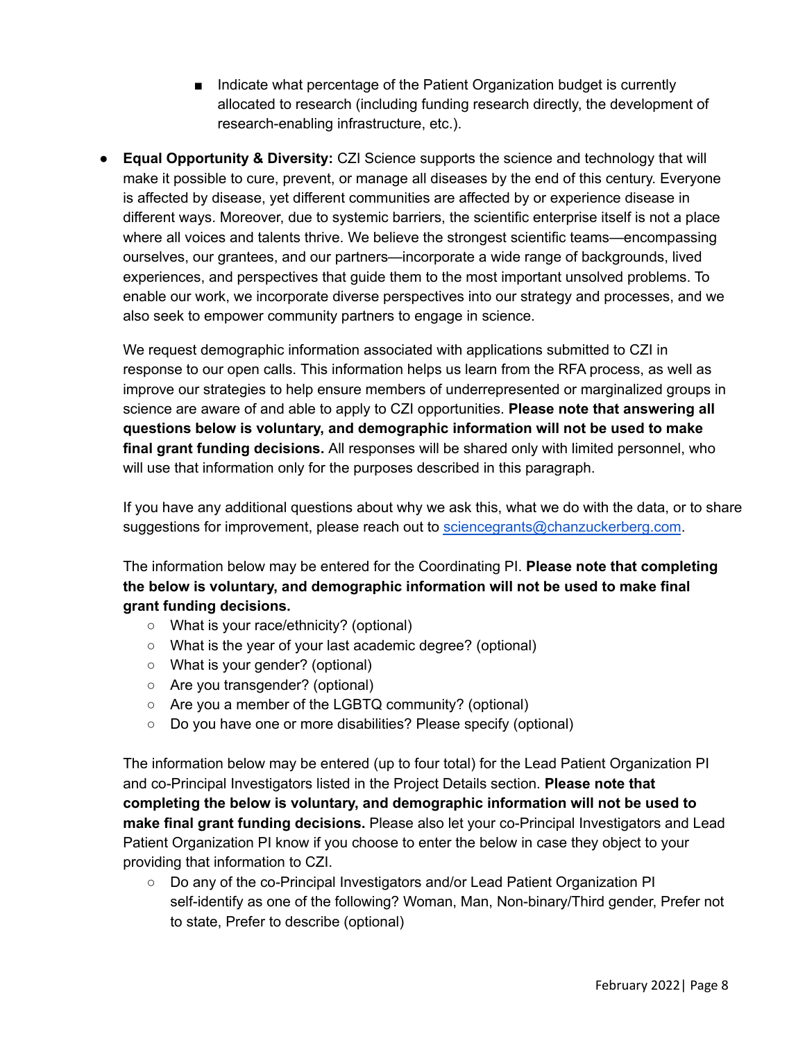- Indicate what percentage of the Patient Organization budget is currently allocated to research (including funding research directly, the development of research-enabling infrastructure, etc.).

- **Equal Opportunity & Diversity:** CZI Science supports the science and technology that will make it possible to cure, prevent, or manage all diseases by the end of this century. Everyone is affected by disease, yet different communities are affected by or experience disease in different ways. Moreover, due to systemic barriers, the scientific enterprise itself is not a place where all voices and talents thrive. We believe the strongest scientific teams—encompassing ourselves, our grantees, and our partners—incorporate a wide range of backgrounds, lived experiences, and perspectives that guide them to the most important unsolved problems. To enable our work, we incorporate diverse perspectives into our strategy and processes, and we also seek to empower community partners to engage in science.

  We request demographic information associated with applications submitted to CZI in response to our open calls. This information helps us learn from the RFA process, as well as improve our strategies to help ensure members of underrepresented or marginalized groups in science are aware of and able to apply to CZI opportunities. **Please note that answering all questions below is voluntary, and demographic information will not be used to make final grant funding decisions.** All responses will be shared only with limited personnel, who will use that information only for the purposes described in this paragraph.

  If you have any additional questions about why we ask this, what we do with the data, or to share suggestions for improvement, please reach out to [sciencegrants@chanzuckerberg.com](mailto:sciencegrants@chanzuckerberg.com).

  The information below may be entered for the Coordinating PI. **Please note that completing the below is voluntary, and demographic information will not be used to make final grant funding decisions.**
    - What is your race/ethnicity? (optional)
    - What is the year of your last academic degree? (optional)
    - What is your gender? (optional)
    - Are you transgender? (optional)
    - Are you a member of the LGBTQ community? (optional)
    - Do you have one or more disabilities? Please specify (optional)

  The information below may be entered (up to four total) for the Lead Patient Organization PI and co-Principal Investigators listed in the Project Details section. **Please note that completing the below is voluntary, and demographic information will not be used to make final grant funding decisions.** Please also let your co-Principal Investigators and Lead Patient Organization PI know if you choose to enter the below in case they object to your providing that information to CZI.
    - Do any of the co-Principal Investigators and/or Lead Patient Organization PI self-identify as one of the following? Woman, Man, Non-binary/Third gender, Prefer not to state, Prefer to describe (optional)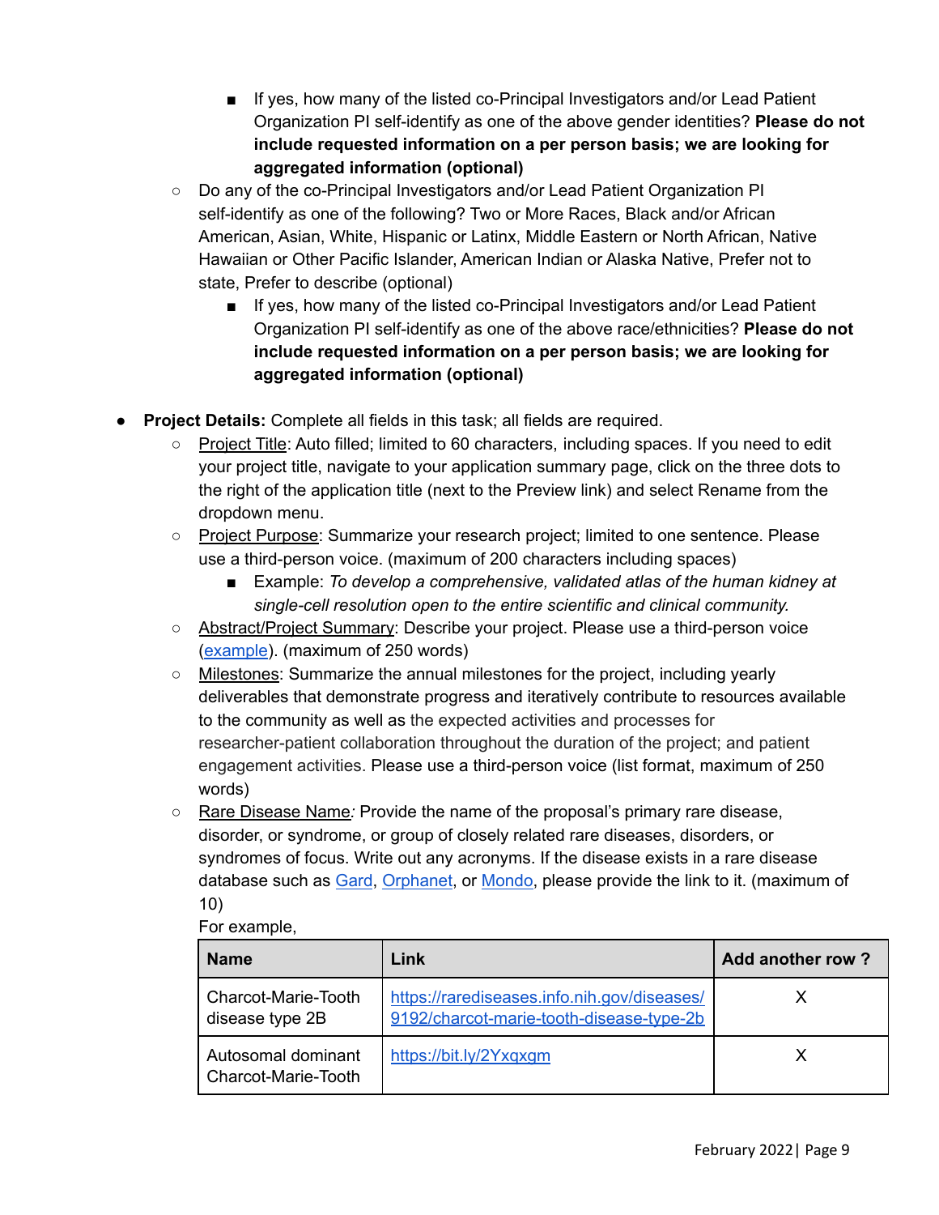- If yes, how many of the listed co-Principal Investigators and/or Lead Patient Organization PI self-identify as one of the above gender identities? **Please do not include requested information on a per person basis; we are looking for aggregated information (optional)**
    - Do any of the co-Principal Investigators and/or Lead Patient Organization PI self-identify as one of the following? Two or More Races, Black and/or African American, Asian, White, Hispanic or Latinx, Middle Eastern or North African, Native Hawaiian or Other Pacific Islander, American Indian or Alaska Native, Prefer not to state, Prefer to describe (optional)
        - If yes, how many of the listed co-Principal Investigators and/or Lead Patient Organization PI self-identify as one of the above race/ethnicities? **Please do not include requested information on a per person basis; we are looking for aggregated information (optional)**

- **Project Details:** Complete all fields in this task; all fields are required.
    - Project Title: Auto filled; limited to 60 characters, including spaces. If you need to edit your project title, navigate to your application summary page, click on the three dots to the right of the application title (next to the Preview link) and select Rename from the dropdown menu.
    - Project Purpose: Summarize your research project; limited to one sentence. Please use a third-person voice. (maximum of 200 characters including spaces)
        - Example: *To develop a comprehensive, validated atlas of the human kidney at single-cell resolution open to the entire scientific and clinical community.*
    - Abstract/Project Summary: Describe your project. Please use a third-person voice (example). (maximum of 250 words)
    - Milestones: Summarize the annual milestones for the project, including yearly deliverables that demonstrate progress and iteratively contribute to resources available to the community as well as the expected activities and processes for researcher-patient collaboration throughout the duration of the project; and patient engagement activities. Please use a third-person voice (list format, maximum of 250 words)
    - Rare Disease Name*:* Provide the name of the proposal's primary rare disease, disorder, or syndrome, or group of closely related rare diseases, disorders, or syndromes of focus. Write out any acronyms. If the disease exists in a rare disease database such as Gard, Orphanet, or Mondo, please provide the link to it. (maximum of 10)

      For example,

| Name | Link | Add another row ? |
|---|---|---|
| Charcot-Marie-Tooth disease type 2B | https://rarediseases.info.nih.gov/diseases/9192/charcot-marie-tooth-disease-type-2b | X |
| Autosomal dominant Charcot-Marie-Tooth | https://bit.ly/2Yxqxgm | X |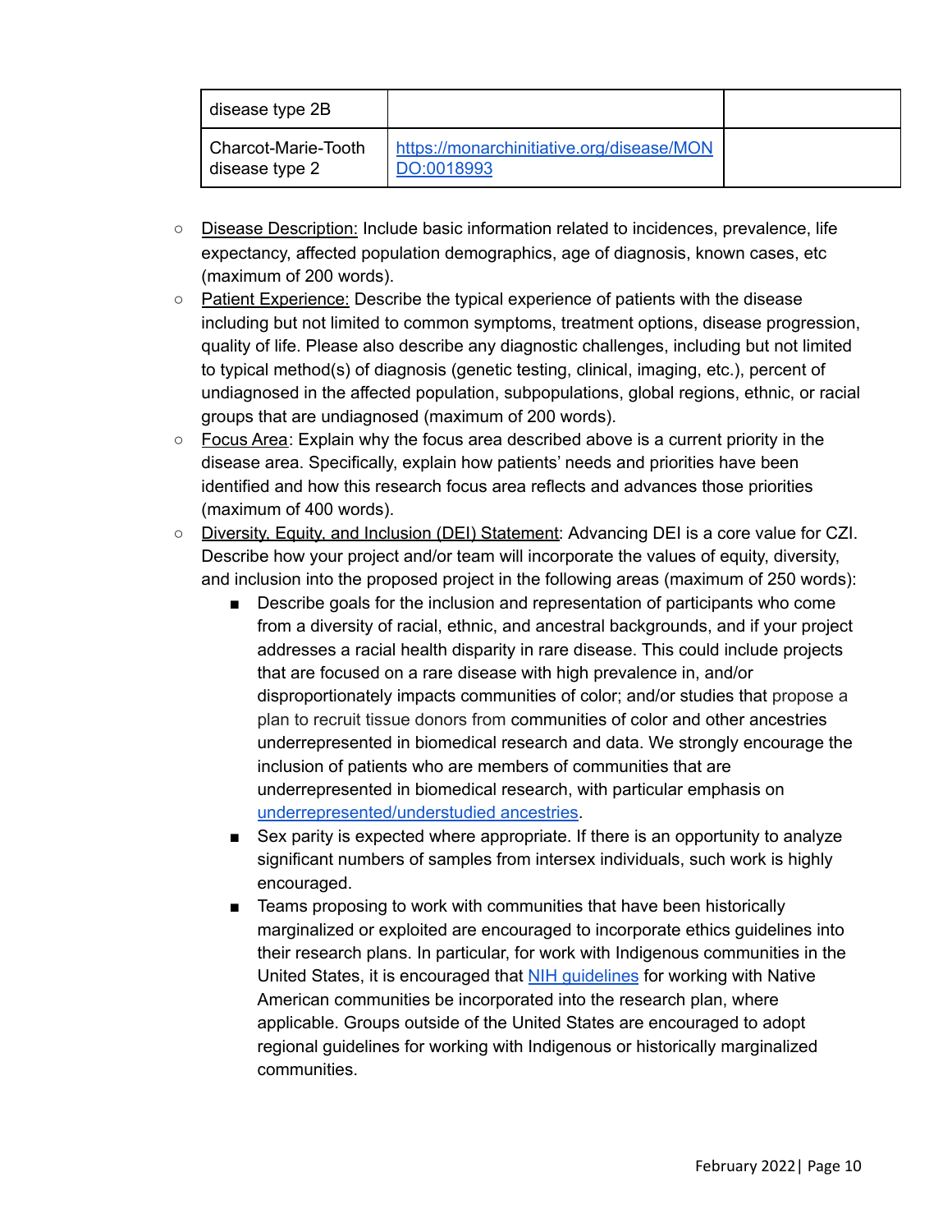| disease type 2B | | |
|---|---|---|
| Charcot-Marie-Tooth disease type 2 | [https://monarchinitiative.org/disease/MONDO:0018993](https://monarchinitiative.org/disease/MONDO:0018993) | |

- Disease Description: Include basic information related to incidences, prevalence, life expectancy, affected population demographics, age of diagnosis, known cases, etc (maximum of 200 words).
- Patient Experience: Describe the typical experience of patients with the disease including but not limited to common symptoms, treatment options, disease progression, quality of life. Please also describe any diagnostic challenges, including but not limited to typical method(s) of diagnosis (genetic testing, clinical, imaging, etc.), percent of undiagnosed in the affected population, subpopulations, global regions, ethnic, or racial groups that are undiagnosed (maximum of 200 words).
- Focus Area: Explain why the focus area described above is a current priority in the disease area. Specifically, explain how patients' needs and priorities have been identified and how this research focus area reflects and advances those priorities (maximum of 400 words).
- Diversity, Equity, and Inclusion (DEI) Statement: Advancing DEI is a core value for CZI. Describe how your project and/or team will incorporate the values of equity, diversity, and inclusion into the proposed project in the following areas (maximum of 250 words):
  - Describe goals for the inclusion and representation of participants who come from a diversity of racial, ethnic, and ancestral backgrounds, and if your project addresses a racial health disparity in rare disease. This could include projects that are focused on a rare disease with high prevalence in, and/or disproportionately impacts communities of color; and/or studies that propose a plan to recruit tissue donors from communities of color and other ancestries underrepresented in biomedical research and data. We strongly encourage the inclusion of patients who are members of communities that are underrepresented in biomedical research, with particular emphasis on underrepresented/understudied ancestries.
  - Sex parity is expected where appropriate. If there is an opportunity to analyze significant numbers of samples from intersex individuals, such work is highly encouraged.
  - Teams proposing to work with communities that have been historically marginalized or exploited are encouraged to incorporate ethics guidelines into their research plans. In particular, for work with Indigenous communities in the United States, it is encouraged that NIH guidelines for working with Native American communities be incorporated into the research plan, where applicable. Groups outside of the United States are encouraged to adopt regional guidelines for working with Indigenous or historically marginalized communities.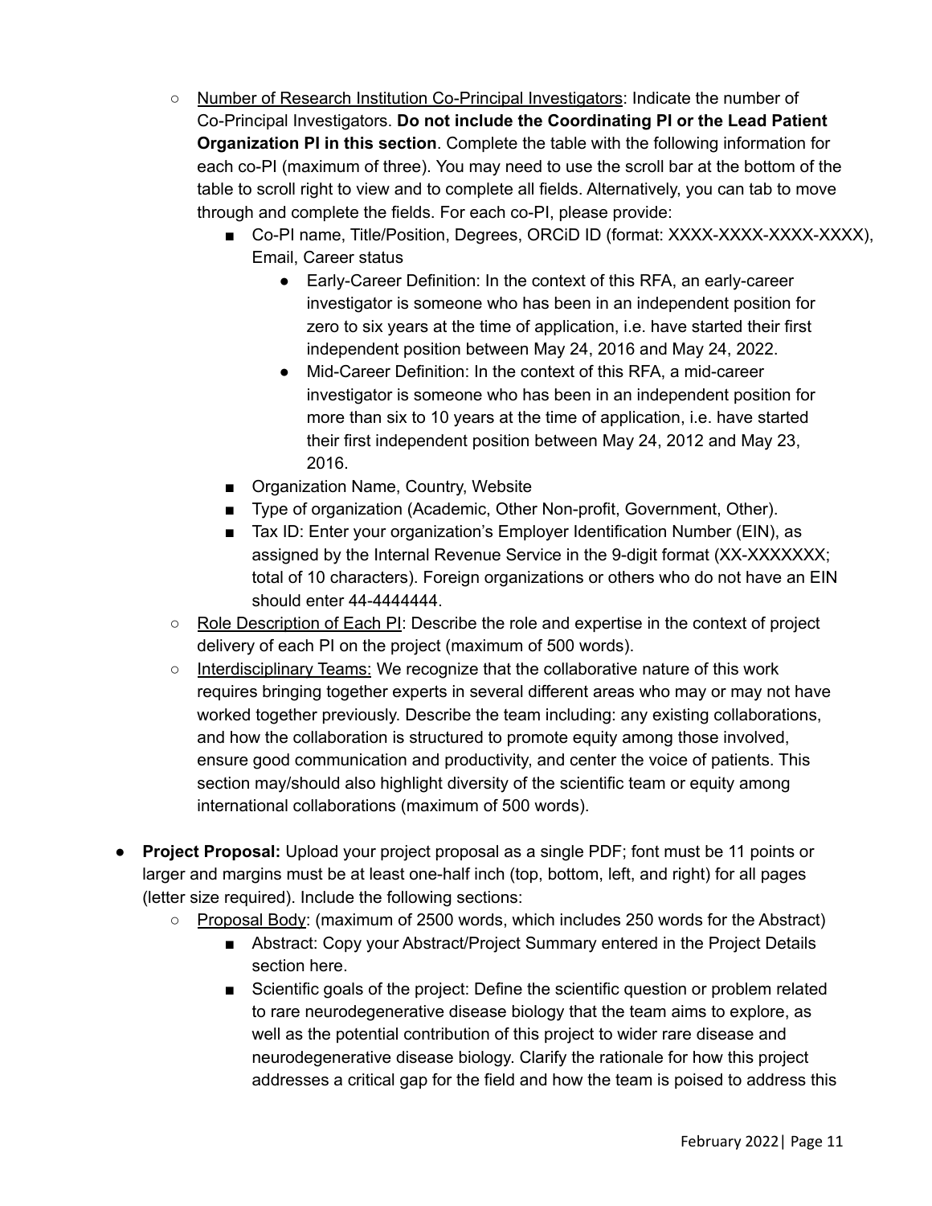- Number of Research Institution Co-Principal Investigators: Indicate the number of Co-Principal Investigators. **Do not include the Coordinating PI or the Lead Patient Organization PI in this section**. Complete the table with the following information for each co-PI (maximum of three). You may need to use the scroll bar at the bottom of the table to scroll right to view and to complete all fields. Alternatively, you can tab to move through and complete the fields. For each co-PI, please provide:
  - Co-PI name, Title/Position, Degrees, ORCiD ID (format: XXXX-XXXX-XXXX-XXXX), Email, Career status
    - Early-Career Definition: In the context of this RFA, an early-career investigator is someone who has been in an independent position for zero to six years at the time of application, i.e. have started their first independent position between May 24, 2016 and May 24, 2022.
    - Mid-Career Definition: In the context of this RFA, a mid-career investigator is someone who has been in an independent position for more than six to 10 years at the time of application, i.e. have started their first independent position between May 24, 2012 and May 23, 2016.
  - Organization Name, Country, Website
  - Type of organization (Academic, Other Non-profit, Government, Other).
  - Tax ID: Enter your organization's Employer Identification Number (EIN), as assigned by the Internal Revenue Service in the 9-digit format (XX-XXXXXXX; total of 10 characters). Foreign organizations or others who do not have an EIN should enter 44-4444444.
- Role Description of Each PI: Describe the role and expertise in the context of project delivery of each PI on the project (maximum of 500 words).
- Interdisciplinary Teams: We recognize that the collaborative nature of this work requires bringing together experts in several different areas who may or may not have worked together previously. Describe the team including: any existing collaborations, and how the collaboration is structured to promote equity among those involved, ensure good communication and productivity, and center the voice of patients. This section may/should also highlight diversity of the scientific team or equity among international collaborations (maximum of 500 words).

- **Project Proposal:** Upload your project proposal as a single PDF; font must be 11 points or larger and margins must be at least one-half inch (top, bottom, left, and right) for all pages (letter size required). Include the following sections:
  - Proposal Body: (maximum of 2500 words, which includes 250 words for the Abstract)
    - Abstract: Copy your Abstract/Project Summary entered in the Project Details section here.
    - Scientific goals of the project: Define the scientific question or problem related to rare neurodegenerative disease biology that the team aims to explore, as well as the potential contribution of this project to wider rare disease and neurodegenerative disease biology. Clarify the rationale for how this project addresses a critical gap for the field and how the team is poised to address this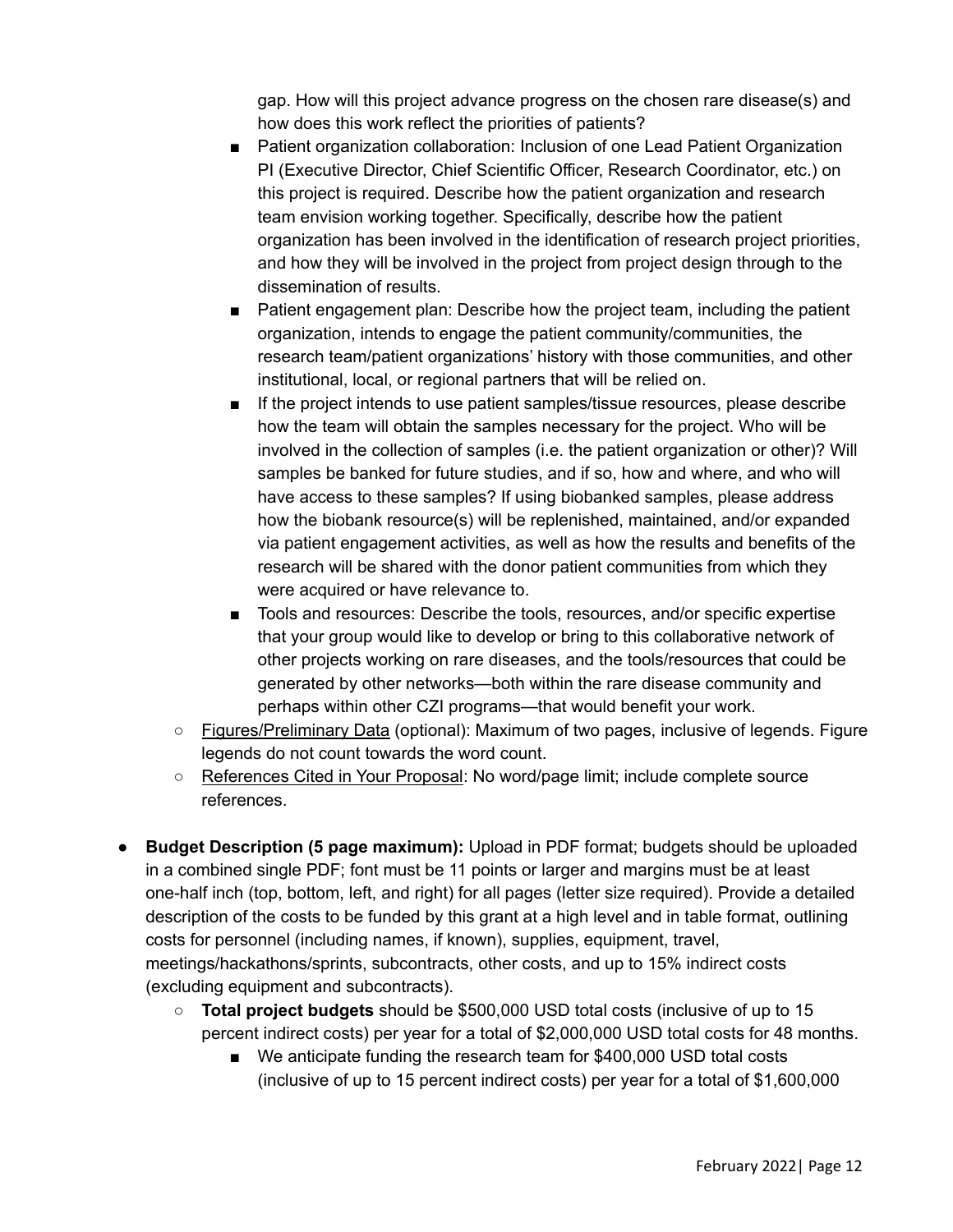gap. How will this project advance progress on the chosen rare disease(s) and how does this work reflect the priorities of patients?

        - Patient organization collaboration: Inclusion of one Lead Patient Organization PI (Executive Director, Chief Scientific Officer, Research Coordinator, etc.) on this project is required. Describe how the patient organization and research team envision working together. Specifically, describe how the patient organization has been involved in the identification of research project priorities, and how they will be involved in the project from project design through to the dissemination of results.
        - Patient engagement plan: Describe how the project team, including the patient organization, intends to engage the patient community/communities, the research team/patient organizations' history with those communities, and other institutional, local, or regional partners that will be relied on.
        - If the project intends to use patient samples/tissue resources, please describe how the team will obtain the samples necessary for the project. Who will be involved in the collection of samples (i.e. the patient organization or other)? Will samples be banked for future studies, and if so, how and where, and who will have access to these samples? If using biobanked samples, please address how the biobank resource(s) will be replenished, maintained, and/or expanded via patient engagement activities, as well as how the results and benefits of the research will be shared with the donor patient communities from which they were acquired or have relevance to.
        - Tools and resources: Describe the tools, resources, and/or specific expertise that your group would like to develop or bring to this collaborative network of other projects working on rare diseases, and the tools/resources that could be generated by other networks—both within the rare disease community and perhaps within other CZI programs—that would benefit your work.
    - Figures/Preliminary Data (optional): Maximum of two pages, inclusive of legends. Figure legends do not count towards the word count.
    - References Cited in Your Proposal: No word/page limit; include complete source references.

- **Budget Description (5 page maximum):** Upload in PDF format; budgets should be uploaded in a combined single PDF; font must be 11 points or larger and margins must be at least one-half inch (top, bottom, left, and right) for all pages (letter size required). Provide a detailed description of the costs to be funded by this grant at a high level and in table format, outlining costs for personnel (including names, if known), supplies, equipment, travel, meetings/hackathons/sprints, subcontracts, other costs, and up to 15% indirect costs (excluding equipment and subcontracts).
    - **Total project budgets** should be $500,000 USD total costs (inclusive of up to 15 percent indirect costs) per year for a total of $2,000,000 USD total costs for 48 months.
        - We anticipate funding the research team for $400,000 USD total costs (inclusive of up to 15 percent indirect costs) per year for a total of $1,600,000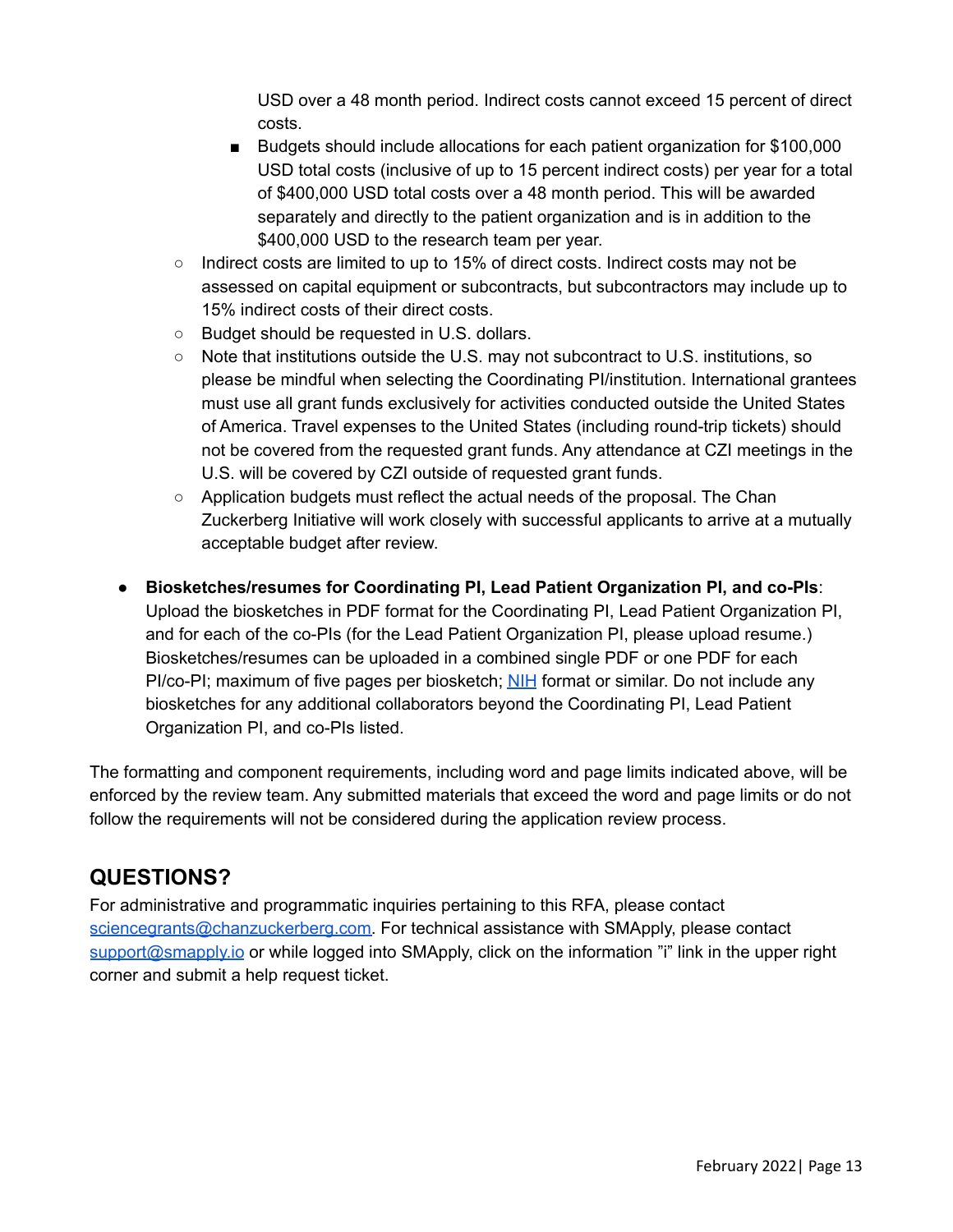USD over a 48 month period. Indirect costs cannot exceed 15 percent of direct costs.

- Budgets should include allocations for each patient organization for $100,000 USD total costs (inclusive of up to 15 percent indirect costs) per year for a total of $400,000 USD total costs over a 48 month period. This will be awarded separately and directly to the patient organization and is in addition to the $400,000 USD to the research team per year.

- Indirect costs are limited to up to 15% of direct costs. Indirect costs may not be assessed on capital equipment or subcontracts, but subcontractors may include up to 15% indirect costs of their direct costs.
- Budget should be requested in U.S. dollars.
- Note that institutions outside the U.S. may not subcontract to U.S. institutions, so please be mindful when selecting the Coordinating PI/institution. International grantees must use all grant funds exclusively for activities conducted outside the United States of America. Travel expenses to the United States (including round-trip tickets) should not be covered from the requested grant funds. Any attendance at CZI meetings in the U.S. will be covered by CZI outside of requested grant funds.
- Application budgets must reflect the actual needs of the proposal. The Chan Zuckerberg Initiative will work closely with successful applicants to arrive at a mutually acceptable budget after review.

- **Biosketches/resumes for Coordinating PI, Lead Patient Organization PI, and co-PIs**: Upload the biosketches in PDF format for the Coordinating PI, Lead Patient Organization PI, and for each of the co-PIs (for the Lead Patient Organization PI, please upload resume.) Biosketches/resumes can be uploaded in a combined single PDF or one PDF for each PI/co-PI; maximum of five pages per biosketch; NIH format or similar. Do not include any biosketches for any additional collaborators beyond the Coordinating PI, Lead Patient Organization PI, and co-PIs listed.

The formatting and component requirements, including word and page limits indicated above, will be enforced by the review team. Any submitted materials that exceed the word and page limits or do not follow the requirements will not be considered during the application review process.

## QUESTIONS?

For administrative and programmatic inquiries pertaining to this RFA, please contact sciencegrants@chanzuckerberg.com. For technical assistance with SMApply, please contact support@smapply.io or while logged into SMApply, click on the information "i" link in the upper right corner and submit a help request ticket.